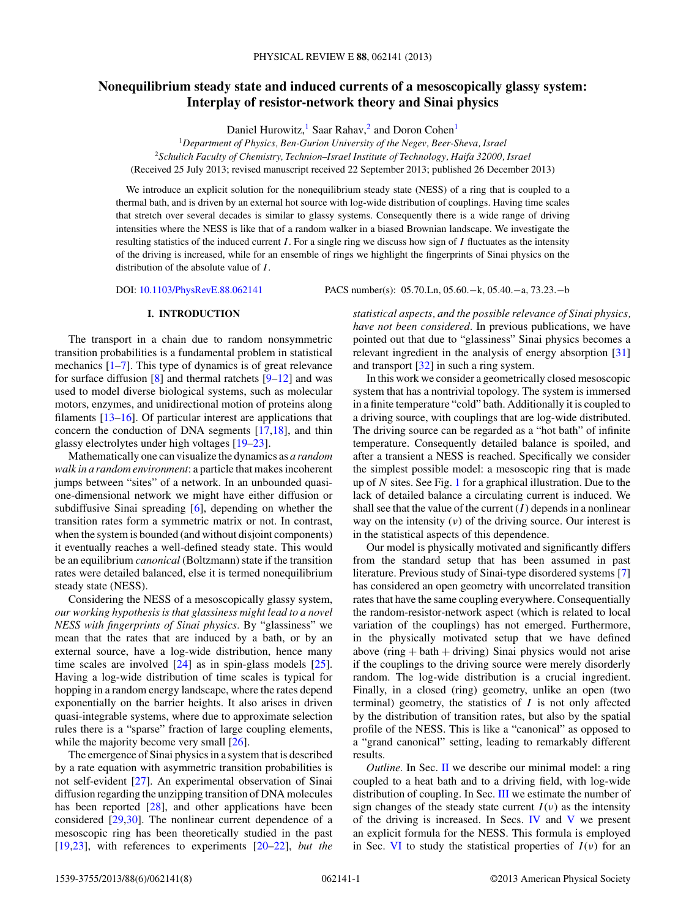# Nonequilibrium steady state and induced currents of a mesoscopically glassy system: Interplay of resistor-network theory and Sinai physics

Daniel Hurowitz,[1] Saar Rahav,[2] and Doron Cohen[1]

[1]*Department of Physics, Ben-Gurion University of the Negev, Beer-Sheva, Israel*

[2]*Schulich Faculty of Chemistry, Technion–Israel Institute of Technology, Haifa 32000, Israel*

(Received 25 July 2013; revised manuscript received 22 September 2013; published 26 December 2013)

We introduce an explicit solution for the nonequilibrium steady state (NESS) of a ring that is coupled to a thermal bath, and is driven by an external hot source with log-wide distribution of couplings. Having time scales that stretch over several decades is similar to glassy systems. Consequently there is a wide range of driving intensities where the NESS is like that of a random walker in a biased Brownian landscape. We investigate the resulting statistics of the induced current $I$. For a single ring we discuss how sign of $I$ fluctuates as the intensity of the driving is increased, while for an ensemble of rings we highlight the fingerprints of Sinai physics on the distribution of the absolute value of $I$.

DOI: 10.1103/PhysRevE.88.062141 PACS number(s): 05.70.Ln, 05.60.−k, 05.40.−a, 73.23.−b

## I. INTRODUCTION

The transport in a chain due to random nonsymmetric transition probabilities is a fundamental problem in statistical mechanics [1–7]. This type of dynamics is of great relevance for surface diffusion [8] and thermal ratchets [9–12] and was used to model diverse biological systems, such as molecular motors, enzymes, and unidirectional motion of proteins along filaments [13–16]. Of particular interest are applications that concern the conduction of DNA segments [17,18], and thin glassy electrolytes under high voltages [19–23].

Mathematically one can visualize the dynamics as *a random walk in a random environment*: a particle that makes incoherent jumps between "sites" of a network. In an unbounded quasi-one-dimensional network we might have either diffusion or subdiffusive Sinai spreading [6], depending on whether the transition rates form a symmetric matrix or not. In contrast, when the system is bounded (and without disjoint components) it eventually reaches a well-defined steady state. This would be an equilibrium *canonical* (Boltzmann) state if the transition rates were detailed balanced, else it is termed nonequilibrium steady state (NESS).

Considering the NESS of a mesoscopically glassy system, *our working hypothesis is that glassiness might lead to a novel NESS with fingerprints of Sinai physics*. By "glassiness" we mean that the rates that are induced by a bath, or by an external source, have a log-wide distribution, hence many time scales are involved [24] as in spin-glass models [25]. Having a log-wide distribution of time scales is typical for hopping in a random energy landscape, where the rates depend exponentially on the barrier heights. It also arises in driven quasi-integrable systems, where due to approximate selection rules there is a "sparse" fraction of large coupling elements, while the majority become very small [26].

The emergence of Sinai physics in a system that is described by a rate equation with asymmetric transition probabilities is not self-evident [27]. An experimental observation of Sinai diffusion regarding the unzipping transition of DNA molecules has been reported [28], and other applications have been considered [29,30]. The nonlinear current dependence of a mesoscopic ring has been theoretically studied in the past [19,23], with references to experiments [20–22], *but the statistical aspects, and the possible relevance of Sinai physics, have not been considered*. In previous publications, we have pointed out that due to "glassiness" Sinai physics becomes a relevant ingredient in the analysis of energy absorption [31] and transport [32] in such a ring system.

In this work we consider a geometrically closed mesoscopic system that has a nontrivial topology. The system is immersed in a finite temperature "cold" bath. Additionally it is coupled to a driving source, with couplings that are log-wide distributed. The driving source can be regarded as a "hot bath" of infinite temperature. Consequently detailed balance is spoiled, and after a transient a NESS is reached. Specifically we consider the simplest possible model: a mesoscopic ring that is made up of $N$ sites. See Fig. 1 for a graphical illustration. Due to the lack of detailed balance a circulating current is induced. We shall see that the value of the current ($I$) depends in a nonlinear way on the intensity ($\nu$) of the driving source. Our interest is in the statistical aspects of this dependence.

Our model is physically motivated and significantly differs from the standard setup that has been assumed in past literature. Previous study of Sinai-type disordered systems [7] has considered an open geometry with uncorrelated transition rates that have the same coupling everywhere. Consequentially the random-resistor-network aspect (which is related to local variation of the couplings) has not emerged. Furthermore, in the physically motivated setup that we have defined above (ring + bath + driving) Sinai physics would not arise if the couplings to the driving source were merely disorderly random. The log-wide distribution is a crucial ingredient. Finally, in a closed (ring) geometry, unlike an open (two terminal) geometry, the statistics of $I$ is not only affected by the distribution of transition rates, but also by the spatial profile of the NESS. This is like a "canonical" as opposed to a "grand canonical" setting, leading to remarkably different results.

*Outline.* In Sec. II we describe our minimal model: a ring coupled to a heat bath and to a driving field, with log-wide distribution of coupling. In Sec. III we estimate the number of sign changes of the steady state current $I(\nu)$ as the intensity of the driving is increased. In Secs. IV and V we present an explicit formula for the NESS. This formula is employed in Sec. VI to study the statistical properties of $I(\nu)$ for an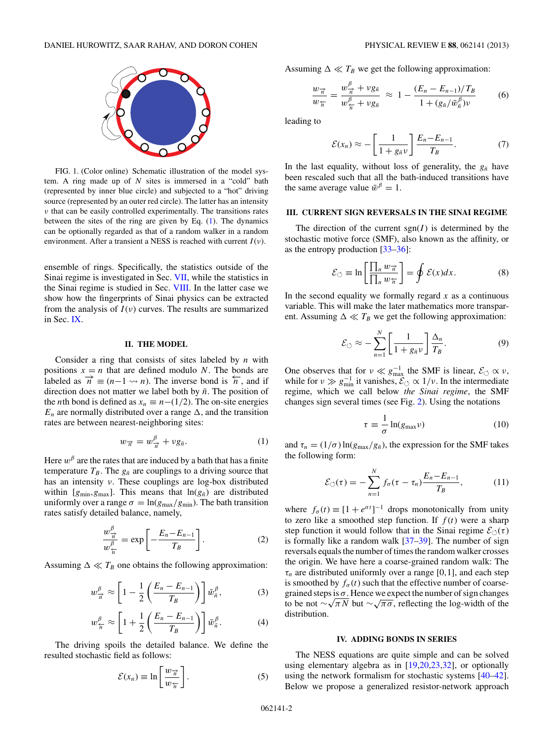FIG. 1. (Color online) Schematic illustration of the model system. A ring made up of $N$ sites is immersed in a "cold" bath (represented by inner blue circle) and subjected to a "hot" driving source (represented by an outer red circle). The latter has an intensity $\nu$ that can be easily controlled experimentally. The transitions rates between the sites of the ring are given by Eq. (1). The dynamics can be optionally regarded as that of a random walker in a random environment. After a transient a NESS is reached with current $I(\nu)$.

ensemble of rings. Specifically, the statistics outside of the Sinai regime is investigated in Sec. VII, while the statistics in the Sinai regime is studied in Sec. VIII. In the latter case we show how the fingerprints of Sinai physics can be extracted from the analysis of $I(\nu)$ curves. The results are summarized in Sec. IX.

## II. THE MODEL

Consider a ring that consists of sites labeled by $n$ with positions $x = n$ that are defined modulo $N$. The bonds are labeled as $\vec{n} \equiv (n-1 \rightsquigarrow n)$. The inverse bond is $\overleftarrow{n}$, and if direction does not matter we label both by $\bar{n}$. The position of the $n$th bond is defined as $x_n \equiv n-(1/2)$. The on-site energies $E_n$ are normally distributed over a range $\Delta$, and the transition rates are between nearest-neighboring sites:

$$w_{\vec{n}} = w^{\beta}_{\vec{n}} + \nu g_{\bar{n}}. \tag{1}$$

Here $w^{\beta}$ are the rates that are induced by a bath that has a finite temperature $T_B$. The $g_{\bar{n}}$ are couplings to a driving source that has an intensity $\nu$. These couplings are log-box distributed within $[g_{\min}, g_{\max}]$. This means that $\ln(g_{\bar{n}})$ are distributed uniformly over a range $\sigma = \ln(g_{\max}/g_{\min})$. The bath transition rates satisfy detailed balance, namely,

$$\frac{w^{\beta}_{\vec{n}}}{w^{\beta}_{\overleftarrow{n}}} = \exp\left[-\frac{E_n - E_{n-1}}{T_B}\right]. \tag{2}$$

Assuming $\Delta \ll T_B$ one obtains the following approximation:

$$w^{\beta}_{\vec{n}} \approx \left[1 - \frac{1}{2}\left(\frac{E_n - E_{n-1}}{T_B}\right)\right]\bar{w}^{\beta}_{\bar{n}}, \tag{3}$$

$$w^{\beta}_{\overleftarrow{n}} \approx \left[1 + \frac{1}{2}\left(\frac{E_n - E_{n-1}}{T_B}\right)\right]\bar{w}^{\beta}_{\bar{n}}. \tag{4}$$

The driving spoils the detailed balance. We define the resulted stochastic field as follows:

$$\mathcal{E}(x_n) \equiv \ln\left[\frac{w_{\vec{n}}}{w_{\overleftarrow{n}}}\right]. \tag{5}$$

Assuming $\Delta \ll T_B$ we get the following approximation:

$$\frac{w_{\vec{n}}}{w_{\overleftarrow{n}}} = \frac{w^{\beta}_{\vec{n}} + \nu g_{\bar{n}}}{w^{\beta}_{\overleftarrow{n}} + \nu g_{\bar{n}}} \approx 1 - \frac{(E_n - E_{n-1})/T_B}{1 + (g_{\bar{n}}/\bar{w}^{\beta}_{\bar{n}})\nu} \tag{6}$$

leading to

$$\mathcal{E}(x_n) \approx -\left[\frac{1}{1 + g_{\bar{n}}\nu}\right]\frac{E_n - E_{n-1}}{T_B}. \tag{7}$$

In the last equality, without loss of generality, the $g_{\bar{n}}$ have been rescaled such that all the bath-induced transitions have the same average value $\bar{w}^{\beta} = 1$.

## III. CURRENT SIGN REVERSALS IN THE SINAI REGIME

The direction of the current $\text{sgn}(I)$ is determined by the stochastic motive force (SMF), also known as the affinity, or as the entropy production [33–36]:

$$\mathcal{E}_{\circlearrowleft} \equiv \ln\left[\frac{\prod_n w_{\vec{n}}}{\prod_n w_{\overleftarrow{n}}}\right] = \oint \mathcal{E}(x)dx. \tag{8}$$

In the second equality we formally regard $x$ as a continuous variable. This will make the later mathematics more transparent. Assuming $\Delta \ll T_B$ we get the following approximation:

$$\mathcal{E}_{\circlearrowleft} \approx -\sum_{n=1}^{N}\left[\frac{1}{1 + g_{\bar{n}}\nu}\right]\frac{\Delta_n}{T_B}. \tag{9}$$

One observes that for $\nu \ll g_{\max}^{-1}$ the SMF is linear, $\mathcal{E}_{\circlearrowleft} \propto \nu$, while for $\nu \gg g_{\min}^{-1}$ it vanishes, $\mathcal{E}_{\circlearrowleft} \propto 1/\nu$. In the intermediate regime, which we call below *the Sinai regime*, the SMF changes sign several times (see Fig. 2). Using the notations

$$\tau \equiv \frac{1}{\sigma}\ln(g_{\max}\nu) \tag{10}$$

and $\tau_n = (1/\sigma)\ln(g_{\max}/g_{\bar{n}})$, the expression for the SMF takes the following form:

$$\mathcal{E}_{\circlearrowleft}(\tau) = -\sum_{n=1}^{N} f_{\sigma}(\tau - \tau_n)\frac{E_n - E_{n-1}}{T_B}, \tag{11}$$

where $f_{\sigma}(t) \equiv [1 + e^{\sigma t}]^{-1}$ drops monotonically from unity to zero like a smoothed step function. If $f(t)$ were a sharp step function it would follow that in the Sinai regime $\mathcal{E}_{\circlearrowleft}(\tau)$ is formally like a random walk [37–39]. The number of sign reversals the number of times the random walker crosses the origin. We have here a coarse-grained random walk: The $\tau_n$ are distributed uniformly over a range $[0,1]$, and each step is smoothed by $f_{\sigma}(t)$ such that the effective number of coarse-grained steps is $\sigma$. Hence we expect the number of sign changes to be not $\sim\sqrt{\pi N}$ but $\sim\sqrt{\pi\sigma}$, reflecting the log-width of the distribution.

## IV. ADDING BONDS IN SERIES

The NESS equations are quite simple and can be solved using elementary algebra as in [19,20,23,32], or optionally using the network formalism for stochastic systems [40–42]. Below we propose a generalized resistor-network approach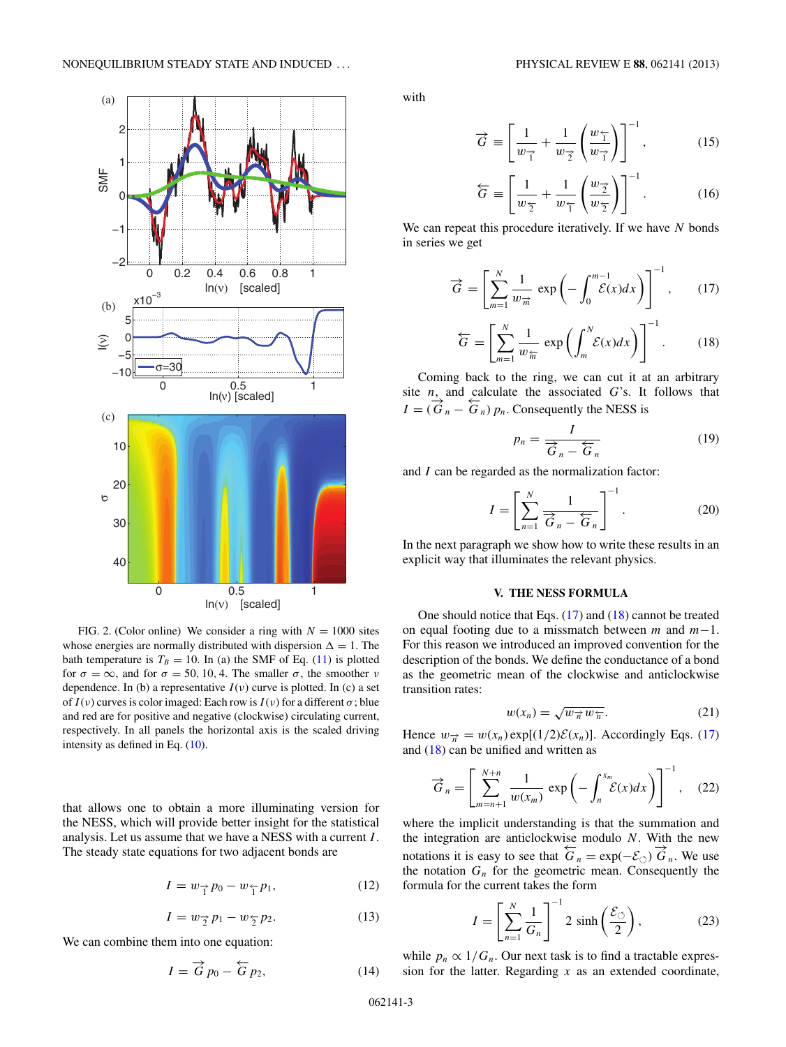(a)

2
1
0
−1
−2
SMF
0 0.2 0.4 0.6 0.8 1
ln(ν) [scaled]

(b)

x10^−3
5
0
−5
−10
I(ν)
σ=30
0 0.5 1
ln(ν) [scaled]

(c)

10
20
30
40
σ
0 0.5 1
ln(ν) [scaled]

FIG. 2. (Color online) We consider a ring with $N = 1000$ sites whose energies are normally distributed with dispersion $\Delta = 1$. The bath temperature is $T_B = 10$. In (a) the SMF of Eq. (11) is plotted for $\sigma = \infty$, and for $\sigma = 50, 10, 4$. The smaller $\sigma$, the smoother $\nu$ dependence. In (b) a representative $I(\nu)$ curve is plotted. In (c) a set of $I(\nu)$ curves is color imaged: Each row is $I(\nu)$ for a different $\sigma$; blue and red are for positive and negative (clockwise) circulating current, respectively. In all panels the horizontal axis is the scaled driving intensity as defined in Eq. (10).

that allows one to obtain a more illuminating version for the NESS, which will provide better insight for the statistical analysis. Let us assume that we have a NESS with a current $I$. The steady state equations for two adjacent bonds are

$$I = w_{\overrightarrow{1}}\, p_0 - w_{\overleftarrow{1}}\, p_1, \tag{12}$$

$$I = w_{\overrightarrow{2}}\, p_1 - w_{\overleftarrow{2}}\, p_2. \tag{13}$$

We can combine them into one equation:

$$I = \overrightarrow{G}\, p_0 - \overleftarrow{G}\, p_2, \tag{14}$$

with

$$\overrightarrow{G} \equiv \left[\frac{1}{w_{\overrightarrow{1}}} + \frac{1}{w_{\overrightarrow{2}}}\left(\frac{w_{\overleftarrow{1}}}{w_{\overrightarrow{1}}}\right)\right]^{-1}, \tag{15}$$

$$\overleftarrow{G} \equiv \left[\frac{1}{w_{\overleftarrow{2}}} + \frac{1}{w_{\overleftarrow{1}}}\left(\frac{w_{\overrightarrow{2}}}{w_{\overleftarrow{2}}}\right)\right]^{-1}. \tag{16}$$

We can repeat this procedure iteratively. If we have $N$ bonds in series we get

$$\overrightarrow{G} = \left[\sum_{m=1}^{N} \frac{1}{w_{\overrightarrow{m}}} \exp\left(-\int_0^{m-1} \mathcal{E}(x)dx\right)\right]^{-1}, \tag{17}$$

$$\overleftarrow{G} = \left[\sum_{m=1}^{N} \frac{1}{w_{\overleftarrow{m}}} \exp\left(\int_m^{N} \mathcal{E}(x)dx\right)\right]^{-1}. \tag{18}$$

Coming back to the ring, we can cut it at an arbitrary site $n$, and calculate the associated $G$'s. It follows that $I = (\overrightarrow{G}_n - \overleftarrow{G}_n)\, p_n$. Consequently the NESS is

$$p_n = \frac{I}{\overrightarrow{G}_n - \overleftarrow{G}_n} \tag{19}$$

and $I$ can be regarded as the normalization factor:

$$I = \left[\sum_{n=1}^{N} \frac{1}{\overrightarrow{G}_n - \overleftarrow{G}_n}\right]^{-1}. \tag{20}$$

In the next paragraph we show how to write these results in an explicit way that illuminates the relevant physics.

## V. THE NESS FORMULA

One should notice that Eqs. (17) and (18) cannot be treated on equal footing due to a missmatch between $m$ and $m-1$. For this reason we introduced an improved convention for the description of the bonds. We define the conductance of a bond as the geometric mean of the clockwise and anticlockwise transition rates:

$$w(x_n) = \sqrt{w_{\overrightarrow{n}}\, w_{\overleftarrow{n}}}. \tag{21}$$

Hence $w_{\overrightarrow{n}} = w(x_n)\exp[(1/2)\mathcal{E}(x_n)]$. Accordingly Eqs. (17) and (18) can be unified and written as

$$\overrightarrow{G}_n = \left[\sum_{m=n+1}^{N+n} \frac{1}{w(x_m)} \exp\left(-\int_n^{x_m} \mathcal{E}(x)dx\right)\right]^{-1}, \tag{22}$$

where the implicit understanding is that the summation and the integration are anticlockwise modulo $N$. With the new notations it is easy to see that $\overleftarrow{G}_n = \exp(-\mathcal{E}_{\circlearrowleft})\, \overrightarrow{G}_n$. We use the notation $G_n$ for the geometric mean. Consequently the formula for the current takes the form

$$I = \left[\sum_{n=1}^{N} \frac{1}{G_n}\right]^{-1} 2\sinh\left(\frac{\mathcal{E}_{\circlearrowleft}}{2}\right), \tag{23}$$

while $p_n \propto 1/G_n$. Our next task is to find a tractable expression for the latter. Regarding $x$ as an extended coordinate,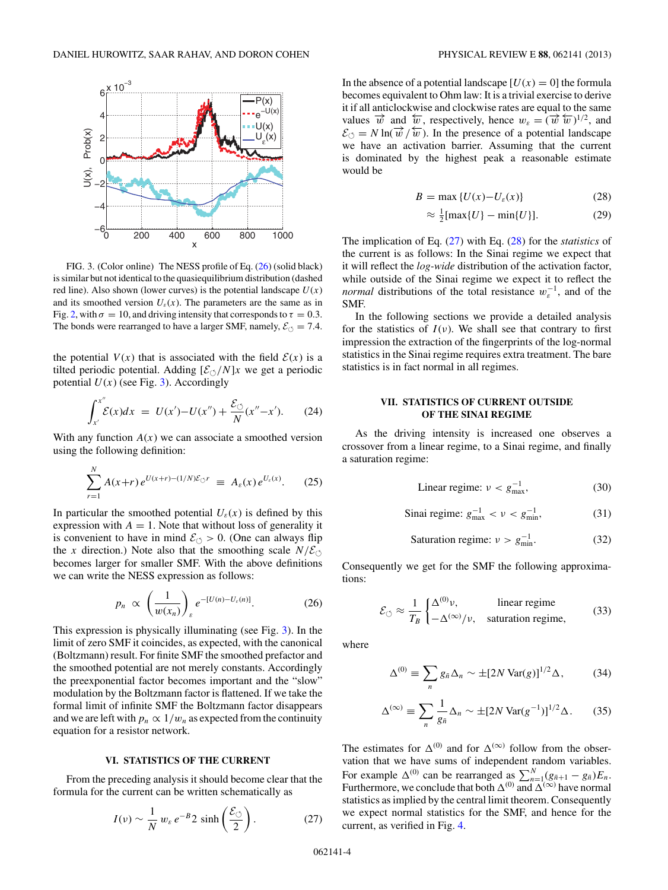x $10^{-3}$
U(x), Prob(x)
x
P(x)
$e^{-U(x)}$
U(x)
$U_\varepsilon(x)$
6
4
2
0
−2
−4
−6
0
200
400
600
800
1000

FIG. 3. (Color online) The NESS profile of Eq. (26) (solid black) is similar but not identical to the quasiequilibrium distribution (dashed red line). Also shown (lower curves) is the potential landscape $U(x)$ and its smoothed version $U_\varepsilon(x)$. The parameters are the same as in Fig. 2, with $\sigma = 10$, and driving intensity that corresponds to $\tau = 0.3$. The bonds were rearranged to have a larger SMF, namely, $\mathcal{E}_\circlearrowleft = 7.4$.

the potential $V(x)$ that is associated with the field $\mathcal{E}(x)$ is a tilted periodic potential. Adding $[\mathcal{E}_\circlearrowleft/N]x$ we get a periodic potential $U(x)$ (see Fig. 3). Accordingly

$$\int_{x'}^{x''} \mathcal{E}(x)dx \;=\; U(x') - U(x'') + \frac{\mathcal{E}_\circlearrowleft}{N}(x''-x'). \tag{24}$$

With any function $A(x)$ we can associate a smoothed version using the following definition:

$$\sum_{r=1}^{N} A(x+r)\, e^{U(x+r)-(1/N)\mathcal{E}_\circlearrowleft r} \;\equiv\; A_\varepsilon(x)\, e^{U_\varepsilon(x)}. \tag{25}$$

In particular the smoothed potential $U_\varepsilon(x)$ is defined by this expression with $A = 1$. Note that without loss of generality it is convenient to have in mind $\mathcal{E}_\circlearrowleft > 0$. (One can always flip the $x$ direction.) Note also that the smoothing scale $N/\mathcal{E}_\circlearrowleft$ becomes larger for smaller SMF. With the above definitions we can write the NESS expression as follows:

$$p_n \;\propto\; \left(\frac{1}{w(x_n)}\right)_\varepsilon e^{-[U(n)-U_\varepsilon(n)]}. \tag{26}$$

This expression is physically illuminating (see Fig. 3). In the limit of zero SMF it coincides, as expected, with the canonical (Boltzmann) result. For finite SMF the smoothed prefactor and the smoothed potential are not merely constants. Accordingly the preexponential factor becomes important and the "slow" modulation by the Boltzmann factor is flattened. If we take the formal limit of infinite SMF the Boltzmann factor disappears and we are left with $p_n \propto 1/w_n$ as expected from the continuity equation for a resistor network.

## VI. STATISTICS OF THE CURRENT

From the preceding analysis it should become clear that the formula for the current can be written schematically as

$$I(\nu) \sim \frac{1}{N}\, w_\varepsilon\, e^{-B} 2 \sinh\left(\frac{\mathcal{E}_\circlearrowleft}{2}\right). \tag{27}$$

In the absence of a potential landscape $[U(x) = 0]$ the formula becomes equivalent to Ohm law: It is a trivial exercise to derive it if all anticlockwise and clockwise rates are equal to the same values $\overrightarrow{w}$ and $\overleftarrow{w}$, respectively, hence $w_\varepsilon = (\overrightarrow{w}\,\overleftarrow{w})^{1/2}$, and $\mathcal{E}_\circlearrowleft = N \ln(\overrightarrow{w}/\overleftarrow{w})$. In the presence of a potential landscape we have an activation barrier. Assuming that the current is dominated by the highest peak a reasonable estimate would be

$$B = \max\{U(x) - U_\varepsilon(x)\} \tag{28}$$

$$\approx \tfrac{1}{2}[\max\{U\} - \min\{U\}]. \tag{29}$$

The implication of Eq. (27) with Eq. (28) for the *statistics* of the current is as follows: In the Sinai regime we expect that it will reflect the *log-wide* distribution of the activation factor, while outside of the Sinai regime we expect it to reflect the *normal* distributions of the total resistance $w_\varepsilon^{-1}$, and of the SMF.

In the following sections we provide a detailed analysis for the statistics of $I(\nu)$. We shall see that contrary to first impression the extraction of the fingerprints of the log-normal statistics in the Sinai regime requires extra treatment. The bare statistics is in fact normal in all regimes.

## VII. STATISTICS OF CURRENT OUTSIDE OF THE SINAI REGIME

As the driving intensity is increased one observes a crossover from a linear regime, to a Sinai regime, and finally a saturation regime:

$$\text{Linear regime: } \nu < g_{\max}^{-1}, \tag{30}$$

$$\text{Sinai regime: } g_{\max}^{-1} < \nu < g_{\min}^{-1}, \tag{31}$$

$$\text{Saturation regime: } \nu > g_{\min}^{-1}. \tag{32}$$

Consequently we get for the SMF the following approximations:

$$\mathcal{E}_\circlearrowleft \approx \frac{1}{T_B}\begin{cases} \Delta^{(0)}\nu, & \text{linear regime} \\ -\Delta^{(\infty)}/\nu, & \text{saturation regime,} \end{cases} \tag{33}$$

where

$$\Delta^{(0)} \equiv \sum_n g_{\bar{n}} \Delta_n \sim \pm[2N\,\mathrm{Var}(g)]^{1/2}\Delta, \tag{34}$$

$$\Delta^{(\infty)} \equiv \sum_n \frac{1}{g_{\bar{n}}} \Delta_n \sim \pm[2N\,\mathrm{Var}(g^{-1})]^{1/2}\Delta. \tag{35}$$

The estimates for $\Delta^{(0)}$ and for $\Delta^{(\infty)}$ follow from the observation that we have sums of independent random variables. For example $\Delta^{(0)}$ can be rearranged as $\sum_{n=1}^{N}(g_{\bar{n}+1} - g_{\bar{n}})E_n$. Furthermore, we conclude that both $\Delta^{(0)}$ and $\Delta^{(\infty)}$ have normal statistics as implied by the central limit theorem. Consequently we expect normal statistics for the SMF, and hence for the current, as verified in Fig. 4.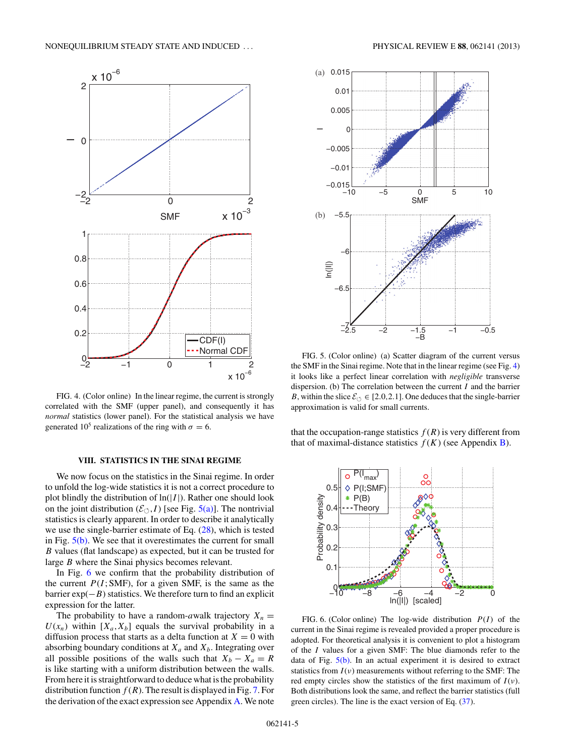x 10^−6

2

I

0

−2

−2 0 2

SMF x 10^−3

1

0.8

0.6

0.4

0.2

0

−2 −1 0 1 2

x 10^−6

CDF(I)

Normal CDF

FIG. 4. (Color online) In the linear regime, the current is strongly correlated with the SMF (upper panel), and consequently it has *normal* statistics (lower panel). For the statistical analysis we have generated $10^5$ realizations of the ring with $\sigma = 6$.

(a) 0.015

0.01

0.005

I 0

−0.005

−0.01

−0.015

−10 −5 0 5 10

SMF

(b) −5.5

−6

ln(|I|)

−6.5

−7

−2.5 −2 −1.5 −1 −0.5

−B

FIG. 5. (Color online) (a) Scatter diagram of the current versus the SMF in the Sinai regime. Note that in the linear regime (see Fig. 4) it looks like a perfect linear correlation with *negligible* transverse dispersion. (b) The correlation between the current $I$ and the barrier $B$, within the slice $\mathcal{E}_{\circlearrowleft} \in [2.0,2.1]$. One deduces that the single-barrier approximation is valid for small currents.

## VIII. STATISTICS IN THE SINAI REGIME

We now focus on the statistics in the Sinai regime. In order to unfold the log-wide statistics it is not a correct procedure to plot blindly the distribution of $\ln(|I|)$. Rather one should look on the joint distribution $(\mathcal{E}_{\circlearrowleft}, I)$ [see Fig. 5(a)]. The nontrivial statistics is clearly apparent. In order to describe it analytically we use the single-barrier estimate of Eq. (28), which is tested in Fig. 5(b). We see that it overestimates the current for small $B$ values (flat landscape) as expected, but it can be trusted for large $B$ where the Sinai physics becomes relevant.

In Fig. 6 we confirm that the probability distribution of the current $P(I;\text{SMF})$, for a given SMF, is the same as the barrier $\exp(-B)$ statistics. We therefore turn to find an explicit expression for the latter.

The probability to have a random-$a$walk trajectory $X_n = U(x_n)$ within $[X_a, X_b]$ equals the survival probability in a diffusion process that starts as a delta function at $X = 0$ with absorbing boundary conditions at $X_a$ and $X_b$. Integrating over all possible positions of the walls such that $X_b - X_a = R$ is like starting with a uniform distribution between the walls. From here it is straightforward to deduce what is the probability distribution function $f(R)$. The result is displayed in Fig. 7. For the derivation of the exact expression see Appendix A. We note that the occupation-range statistics $f(R)$ is very different from that of maximal-distance statistics $f(K)$ (see Appendix B).

P(I_max)

P(I;SMF)

P(B)

Theory

Probability density

0.5

0.4

0.3

0.2

0.1

0

−10 −8 −6 −4 −2 0

ln(|I|) [scaled]

FIG. 6. (Color online) The log-wide distribution $P(I)$ of the current in the Sinai regime is revealed provided a proper procedure is adopted. For theoretical analysis it is convenient to plot a histogram of the $I$ values for a given SMF: The blue diamonds refer to the data of Fig. 5(b). In an actual experiment it is desired to extract statistics from $I(\nu)$ measurements without referring to the SMF: The red empty circles show the statistics of the first maximum of $I(\nu)$. Both distributions look the same, and reflect the barrier statistics (full green circles). The line is the exact version of Eq. (37).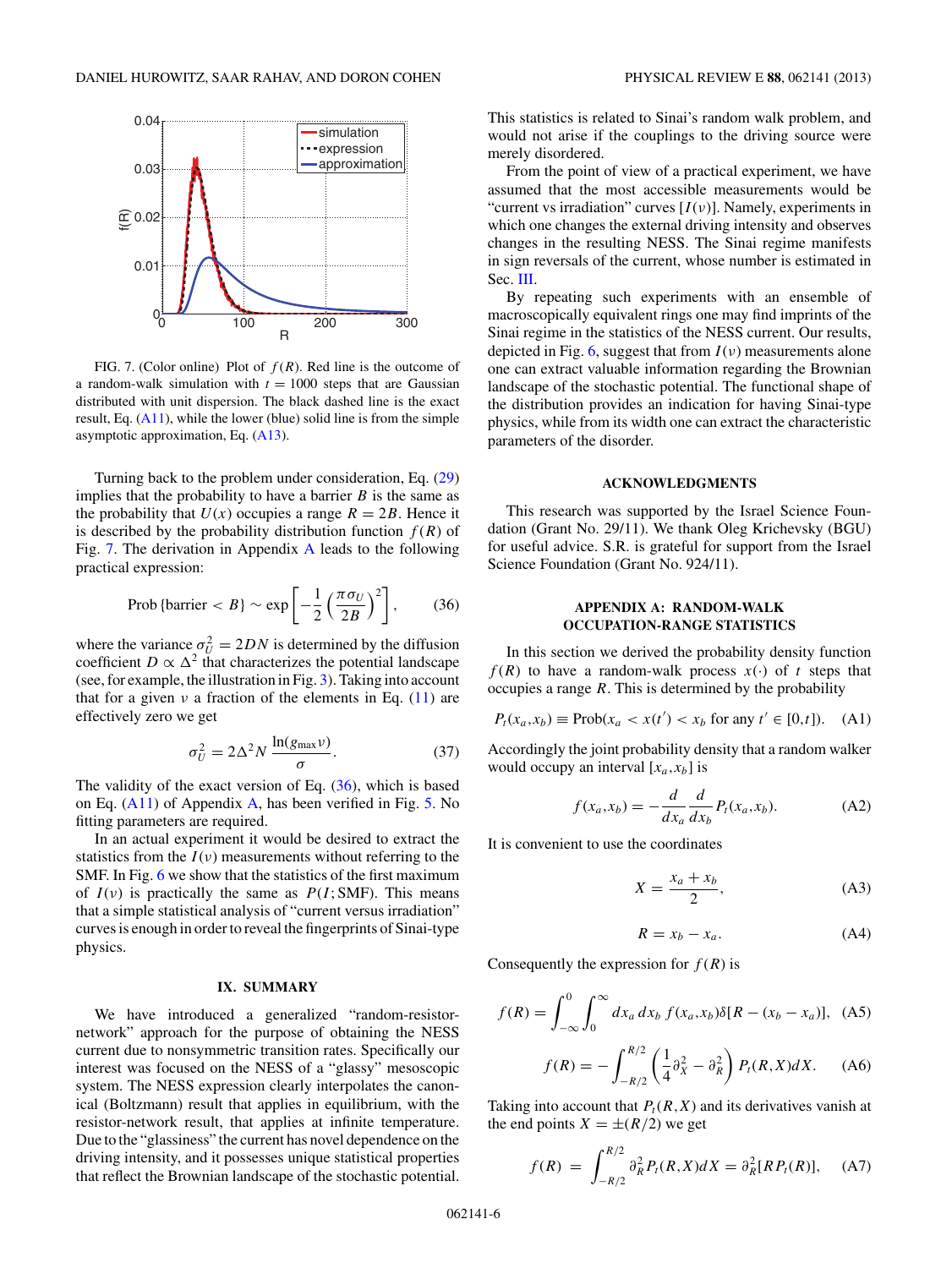0.04
0.03
0.02
0.01
0
f(R)
0
100
200
300
R
simulation
expression
approximation

FIG. 7. (Color online) Plot of $f(R)$. Red line is the outcome of a random-walk simulation with $t = 1000$ steps that are Gaussian distributed with unit dispersion. The black dashed line is the exact result, Eq. (A11), while the lower (blue) solid line is from the simple asymptotic approximation, Eq. (A13).

Turning back to the problem under consideration, Eq. (29) implies that the probability to have a barrier $B$ is the same as the probability that $U(x)$ occupies a range $R = 2B$. Hence it is described by the probability distribution function $f(R)$ of Fig. 7. The derivation in Appendix A leads to the following practical expression:

$$\text{Prob}\{\text{barrier} < B\} \sim \exp\left[-\frac{1}{2}\left(\frac{\pi\sigma_U}{2B}\right)^2\right], \qquad (36)$$

where the variance $\sigma_U^2 = 2DN$ is determined by the diffusion coefficient $D \propto \Delta^2$ that characterizes the potential landscape (see, for example, the illustration in Fig. 3). Taking into account that for a given $\nu$ a fraction of the elements in Eq. (11) are effectively zero we get

$$\sigma_U^2 = 2\Delta^2 N \frac{\ln(g_{\max}\nu)}{\sigma}. \qquad (37)$$

The validity of the exact version of Eq. (36), which is based on Eq. (A11) of Appendix A, has been verified in Fig. 5. No fitting parameters are required.

In an actual experiment it would be desired to extract the statistics from the $I(\nu)$ measurements without referring to the SMF. In Fig. 6 we show that the statistics of the first maximum of $I(\nu)$ is practically the same as $P(I;\text{SMF})$. This means that a simple statistical analysis of "current versus irradiation" curves is enough in order to reveal the fingerprints of Sinai-type physics.

## IX. SUMMARY

We have introduced a generalized "random-resistor-network" approach for the purpose of obtaining the NESS current due to nonsymmetric transition rates. Specifically our interest was focused on the NESS of a "glassy" mesoscopic system. The NESS expression clearly interpolates the canonical (Boltzmann) result that applies in equilibrium, with the resistor-network result, that applies at infinite temperature. Due to the "glassiness" the current has novel dependence on the driving intensity, and it possesses unique statistical properties that reflect the Brownian landscape of the stochastic potential. This statistics is related to Sinai's random walk problem, and would not arise if the couplings to the driving source were merely disordered.

From the point of view of a practical experiment, we have assumed that the most accessible measurements would be "current vs irradiation" curves $[I(\nu)]$. Namely, experiments in which one changes the external driving intensity and observes changes in the resulting NESS. The Sinai regime manifests in sign reversals of the current, whose number is estimated in Sec. III.

By repeating such experiments with an ensemble of macroscopically equivalent rings one may find imprints of the Sinai regime in the statistics of the NESS current. Our results, depicted in Fig. 6, suggest that from $I(\nu)$ measurements alone one can extract valuable information regarding the Brownian landscape of the stochastic potential. The functional shape of the distribution provides an indication for having Sinai-type physics, while from its width one can extract the characteristic parameters of the disorder.

## ACKNOWLEDGMENTS

This research was supported by the Israel Science Foundation (Grant No. 29/11). We thank Oleg Krichevsky (BGU) for useful advice. S.R. is grateful for support from the Israel Science Foundation (Grant No. 924/11).

## APPENDIX A: RANDOM-WALK OCCUPATION-RANGE STATISTICS

In this section we derived the probability density function $f(R)$ to have a random-walk process $x(\cdot)$ of $t$ steps that occupies a range $R$. This is determined by the probability

$$P_t(x_a,x_b) \equiv \text{Prob}(x_a < x(t') < x_b \text{ for any } t' \in [0,t]). \qquad \text{(A1)}$$

Accordingly the joint probability density that a random walker would occupy an interval $[x_a,x_b]$ is

$$f(x_a,x_b) = -\frac{d}{dx_a}\frac{d}{dx_b}P_t(x_a,x_b). \qquad \text{(A2)}$$

It is convenient to use the coordinates

$$X = \frac{x_a + x_b}{2}, \qquad \text{(A3)}$$

$$R = x_b - x_a. \qquad \text{(A4)}$$

Consequently the expression for $f(R)$ is

$$f(R) = \int_{-\infty}^{0}\int_{0}^{\infty} dx_a\,dx_b\, f(x_a,x_b)\delta[R - (x_b - x_a)], \quad \text{(A5)}$$

$$f(R) = -\int_{-R/2}^{R/2}\left(\frac{1}{4}\partial_X^2 - \partial_R^2\right)P_t(R,X)dX. \qquad \text{(A6)}$$

Taking into account that $P_t(R,X)$ and its derivatives vanish at the end points $X = \pm(R/2)$ we get

$$f(R) = \int_{-R/2}^{R/2}\partial_R^2 P_t(R,X)dX = \partial_R^2[RP_t(R)], \qquad \text{(A7)}$$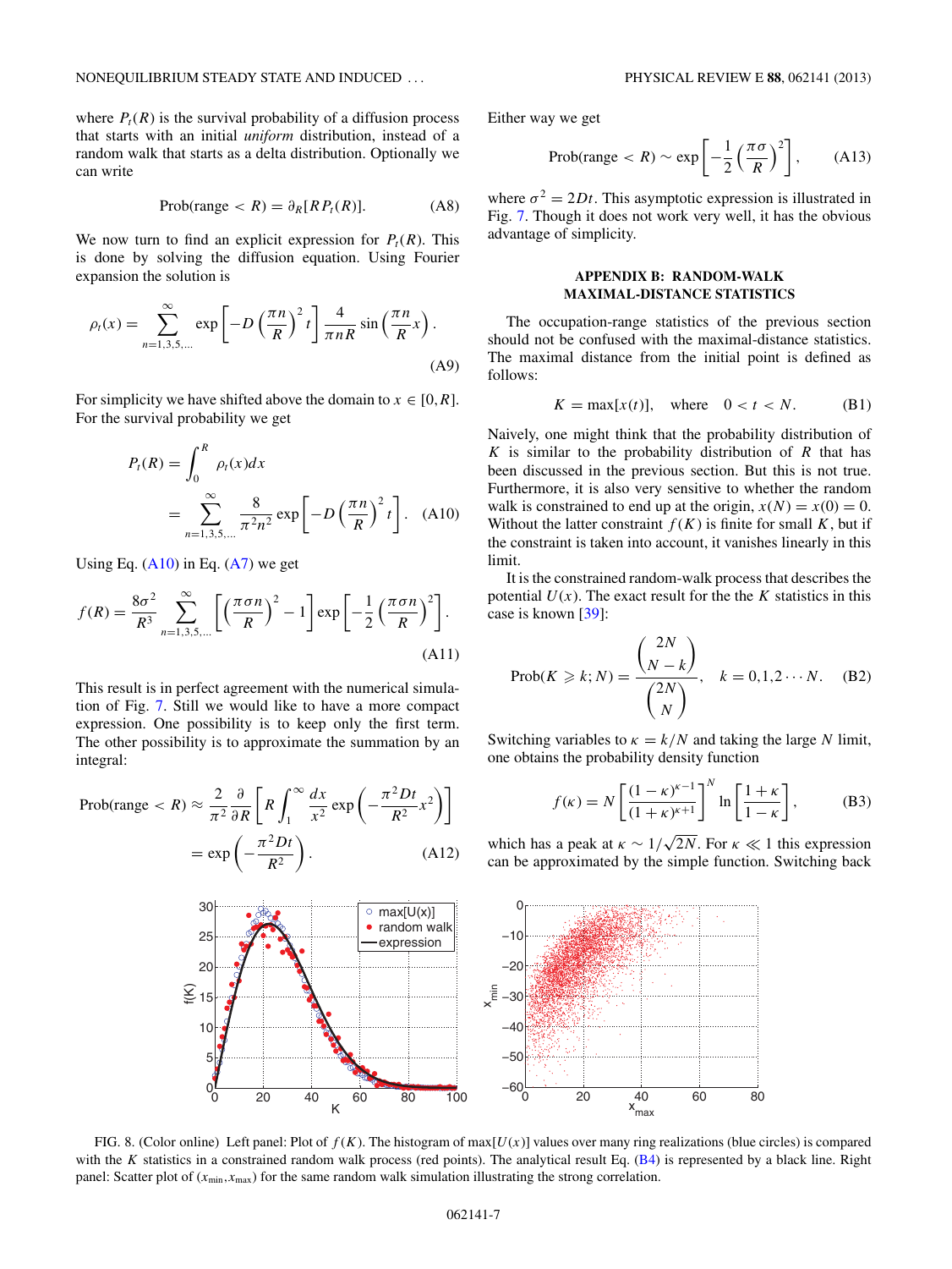where $P_t(R)$ is the survival probability of a diffusion process that starts with an initial *uniform* distribution, instead of a random walk that starts as a delta distribution. Optionally we can write

$$\text{Prob}(\text{range} < R) = \partial_R[R P_t(R)]. \tag{A8}$$

We now turn to find an explicit expression for $P_t(R)$. This is done by solving the diffusion equation. Using Fourier expansion the solution is

$$\rho_t(x) = \sum_{n=1,3,5,\ldots}^{\infty} \exp\left[-D\left(\frac{\pi n}{R}\right)^2 t\right] \frac{4}{\pi n R} \sin\left(\frac{\pi n}{R}x\right). \tag{A9}$$

For simplicity we have shifted above the domain to $x \in [0,R]$. For the survival probability we get

$$\begin{aligned} P_t(R) &= \int_0^R \rho_t(x)dx \\ &= \sum_{n=1,3,5,\ldots}^{\infty} \frac{8}{\pi^2 n^2} \exp\left[-D\left(\frac{\pi n}{R}\right)^2 t\right]. \end{aligned} \tag{A10}$$

Using Eq. (A10) in Eq. (A7) we get

$$f(R) = \frac{8\sigma^2}{R^3} \sum_{n=1,3,5,\ldots}^{\infty} \left[\left(\frac{\pi \sigma n}{R}\right)^2 - 1\right] \exp\left[-\frac{1}{2}\left(\frac{\pi \sigma n}{R}\right)^2\right]. \tag{A11}$$

This result is in perfect agreement with the numerical simulation of Fig. 7. Still we would like to have a more compact expression. One possibility is to keep only the first term. The other possibility is to approximate the summation by an integral:

$$\begin{aligned} \text{Prob}(\text{range} < R) &\approx \frac{2}{\pi^2} \frac{\partial}{\partial R}\left[R \int_1^{\infty} \frac{dx}{x^2} \exp\left(-\frac{\pi^2 D t}{R^2}x^2\right)\right] \\ &= \exp\left(-\frac{\pi^2 D t}{R^2}\right). \end{aligned} \tag{A12}$$

Either way we get

$$\text{Prob}(\text{range} < R) \sim \exp\left[-\frac{1}{2}\left(\frac{\pi \sigma}{R}\right)^2\right], \tag{A13}$$

where $\sigma^2 = 2Dt$. This asymptotic expression is illustrated in Fig. 7. Though it does not work very well, it has the obvious advantage of simplicity.

## APPENDIX B: RANDOM-WALK MAXIMAL-DISTANCE STATISTICS

The occupation-range statistics of the previous section should not be confused with the maximal-distance statistics. The maximal distance from the initial point is defined as follows:

$$K = \max[x(t)], \quad \text{where} \quad 0 < t < N. \tag{B1}$$

Naively, one might think that the probability distribution of $K$ is similar to the probability distribution of $R$ that has been discussed in the previous section. But this is not true. Furthermore, it is also very sensitive to whether the random walk is constrained to end up at the origin, $x(N) = x(0) = 0$. Without the latter constraint $f(K)$ is finite for small $K$, but if the constraint is taken into account, it vanishes linearly in this limit.

It is the constrained random-walk process that describes the potential $U(x)$. The exact result for the the $K$ statistics in this case is known [39]:

$$\text{Prob}(K \geqslant k; N) = \frac{\binom{2N}{N-k}}{\binom{2N}{N}}, \quad k = 0,1,2\cdots N. \tag{B2}$$

Switching variables to $\kappa = k/N$ and taking the large $N$ limit, one obtains the probability density function

$$f(\kappa) = N\left[\frac{(1-\kappa)^{\kappa-1}}{(1+\kappa)^{\kappa+1}}\right]^N \ln\left[\frac{1+\kappa}{1-\kappa}\right], \tag{B3}$$

which has a peak at $\kappa \sim 1/\sqrt{2N}$. For $\kappa \ll 1$ this expression can be approximated by the simple function. Switching back

f(K)
0
5
10
15
20
25
30
0
20
40
60
80
100
K
max[U(x)]
random walk
expression

x_min
0
−10
−20
−30
−40
−50
−60
0
20
40
60
80
x_max

FIG. 8. (Color online) Left panel: Plot of $f(K)$. The histogram of $\max[U(x)]$ values over many ring realizations (blue circles) is compared with the $K$ statistics in a constrained random walk process (red points). The analytical result Eq. (B4) is represented by a black line. Right panel: Scatter plot of $(x_{\text{min}}, x_{\text{max}})$ for the same random walk simulation illustrating the strong correlation.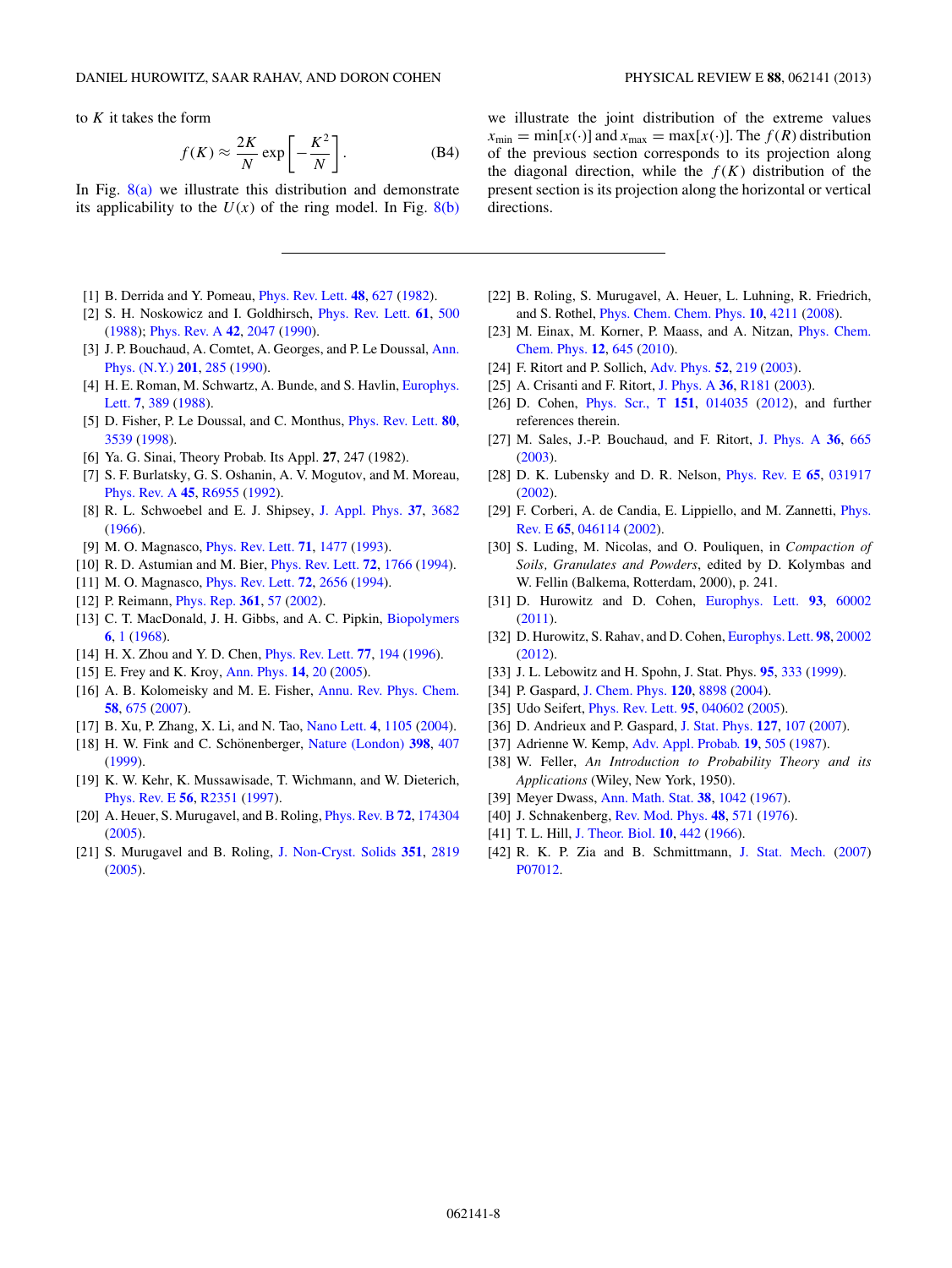to $K$ it takes the form

$$f(K) \approx \frac{2K}{N} \exp\left[-\frac{K^2}{N}\right]. \tag{B4}$$

In Fig. 8(a) we illustrate this distribution and demonstrate its applicability to the $U(x)$ of the ring model. In Fig. 8(b) we illustrate the joint distribution of the extreme values $x_{\min} = \min[x(\cdot)]$ and $x_{\max} = \max[x(\cdot)]$. The $f(R)$ distribution of the previous section corresponds to its projection along the diagonal direction, while the $f(K)$ distribution of the present section is its projection along the horizontal or vertical directions.

---

[1] B. Derrida and Y. Pomeau, Phys. Rev. Lett. **48**, 627 (1982).

[2] S. H. Noskowicz and I. Goldhirsch, Phys. Rev. Lett. **61**, 500 (1988); Phys. Rev. A **42**, 2047 (1990).

[3] J. P. Bouchaud, A. Comtet, A. Georges, and P. Le Doussal, Ann. Phys. (N.Y.) **201**, 285 (1990).

[4] H. E. Roman, M. Schwartz, A. Bunde, and S. Havlin, Europhys. Lett. **7**, 389 (1988).

[5] D. Fisher, P. Le Doussal, and C. Monthus, Phys. Rev. Lett. **80**, 3539 (1998).

[6] Ya. G. Sinai, Theory Probab. Its Appl. **27**, 247 (1982).

[7] S. F. Burlatsky, G. S. Oshanin, A. V. Mogutov, and M. Moreau, Phys. Rev. A **45**, R6955 (1992).

[8] R. L. Schwoebel and E. J. Shipsey, J. Appl. Phys. **37**, 3682 (1966).

[9] M. O. Magnasco, Phys. Rev. Lett. **71**, 1477 (1993).

[10] R. D. Astumian and M. Bier, Phys. Rev. Lett. **72**, 1766 (1994).

[11] M. O. Magnasco, Phys. Rev. Lett. **72**, 2656 (1994).

[12] P. Reimann, Phys. Rep. **361**, 57 (2002).

[13] C. T. MacDonald, J. H. Gibbs, and A. C. Pipkin, Biopolymers **6**, 1 (1968).

[14] H. X. Zhou and Y. D. Chen, Phys. Rev. Lett. **77**, 194 (1996).

[15] E. Frey and K. Kroy, Ann. Phys. **14**, 20 (2005).

[16] A. B. Kolomeisky and M. E. Fisher, Annu. Rev. Phys. Chem. **58**, 675 (2007).

[17] B. Xu, P. Zhang, X. Li, and N. Tao, Nano Lett. **4**, 1105 (2004).

[18] H. W. Fink and C. Schönenberger, Nature (London) **398**, 407 (1999).

[19] K. W. Kehr, K. Mussawisade, T. Wichmann, and W. Dieterich, Phys. Rev. E **56**, R2351 (1997).

[20] A. Heuer, S. Murugavel, and B. Roling, Phys. Rev. B **72**, 174304 (2005).

[21] S. Murugavel and B. Roling, J. Non-Cryst. Solids **351**, 2819 (2005).

[22] B. Roling, S. Murugavel, A. Heuer, L. Luhning, R. Friedrich, and S. Rothel, Phys. Chem. Chem. Phys. **10**, 4211 (2008).

[23] M. Einax, M. Korner, P. Maass, and A. Nitzan, Phys. Chem. Chem. Phys. **12**, 645 (2010).

[24] F. Ritort and P. Sollich, Adv. Phys. **52**, 219 (2003).

[25] A. Crisanti and F. Ritort, J. Phys. A **36**, R181 (2003).

[26] D. Cohen, Phys. Scr., T **151**, 014035 (2012), and further references therein.

[27] M. Sales, J.-P. Bouchaud, and F. Ritort, J. Phys. A **36**, 665 (2003).

[28] D. K. Lubensky and D. R. Nelson, Phys. Rev. E **65**, 031917 (2002).

[29] F. Corberi, A. de Candia, E. Lippiello, and M. Zannetti, Phys. Rev. E **65**, 046114 (2002).

[30] S. Luding, M. Nicolas, and O. Pouliquen, in *Compaction of Soils, Granulates and Powders*, edited by D. Kolymbas and W. Fellin (Balkema, Rotterdam, 2000), p. 241.

[31] D. Hurowitz and D. Cohen, Europhys. Lett. **93**, 60002 (2011).

[32] D. Hurowitz, S. Rahav, and D. Cohen, Europhys. Lett. **98**, 20002 (2012).

[33] J. L. Lebowitz and H. Spohn, J. Stat. Phys. **95**, 333 (1999).

[34] P. Gaspard, J. Chem. Phys. **120**, 8898 (2004).

[35] Udo Seifert, Phys. Rev. Lett. **95**, 040602 (2005).

[36] D. Andrieux and P. Gaspard, J. Stat. Phys. **127**, 107 (2007).

[37] Adrienne W. Kemp, Adv. Appl. Probab. **19**, 505 (1987).

[38] W. Feller, *An Introduction to Probability Theory and its Applications* (Wiley, New York, 1950).

[39] Meyer Dwass, Ann. Math. Stat. **38**, 1042 (1967).

[40] J. Schnakenberg, Rev. Mod. Phys. **48**, 571 (1976).

[41] T. L. Hill, J. Theor. Biol. **10**, 442 (1966).

[42] R. K. P. Zia and B. Schmittmann, J. Stat. Mech. (2007) P07012.